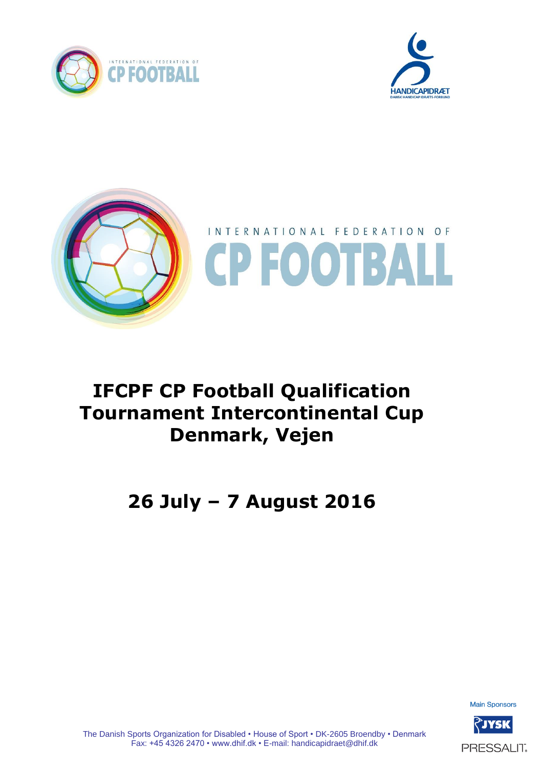# IFCPF CP Football Qualification Tournament Intercontinental Cup Denmark, Vejen

## 26 July – 7 August 2016

Main Sponsors

The Danish Sports Organization for Disabled • House of Sport • DK-2605 Broendby • Denmark
Fax: +45 4326 2470 • www.dhif.dk • E-mail: handicapidraet@dhif.dk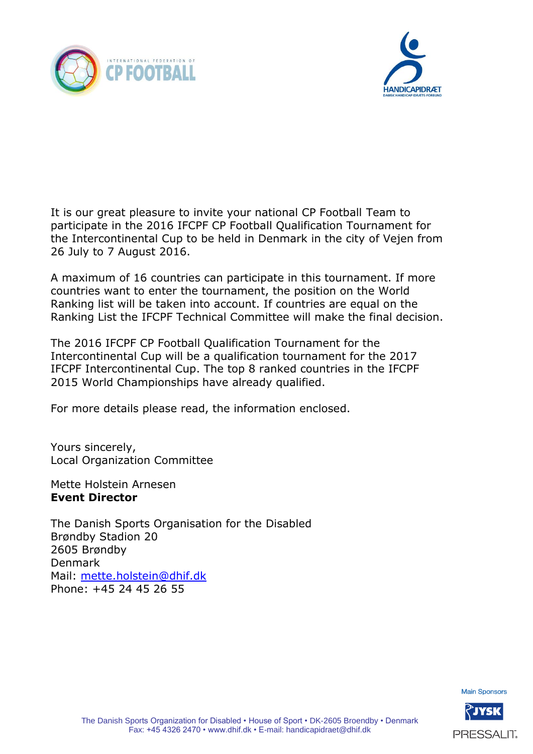It is our great pleasure to invite your national CP Football Team to participate in the 2016 IFCPF CP Football Qualification Tournament for the Intercontinental Cup to be held in Denmark in the city of Vejen from 26 July to 7 August 2016.

A maximum of 16 countries can participate in this tournament. If more countries want to enter the tournament, the position on the World Ranking list will be taken into account. If countries are equal on the Ranking List the IFCPF Technical Committee will make the final decision.

The 2016 IFCPF CP Football Qualification Tournament for the Intercontinental Cup will be a qualification tournament for the 2017 IFCPF Intercontinental Cup. The top 8 ranked countries in the IFCPF 2015 World Championships have already qualified.

For more details please read, the information enclosed.

Yours sincerely,
Local Organization Committee

Mette Holstein Arnesen
**Event Director**

The Danish Sports Organisation for the Disabled
Brøndby Stadion 20
2605 Brøndby
Denmark
Mail: mette.holstein@dhif.dk
Phone: +45 24 45 26 55

Main Sponsors

JYSK

PRESSALIT

The Danish Sports Organization for Disabled • House of Sport • DK-2605 Broendby • Denmark
Fax: +45 4326 2470 • www.dhif.dk • E-mail: handicapidraet@dhif.dk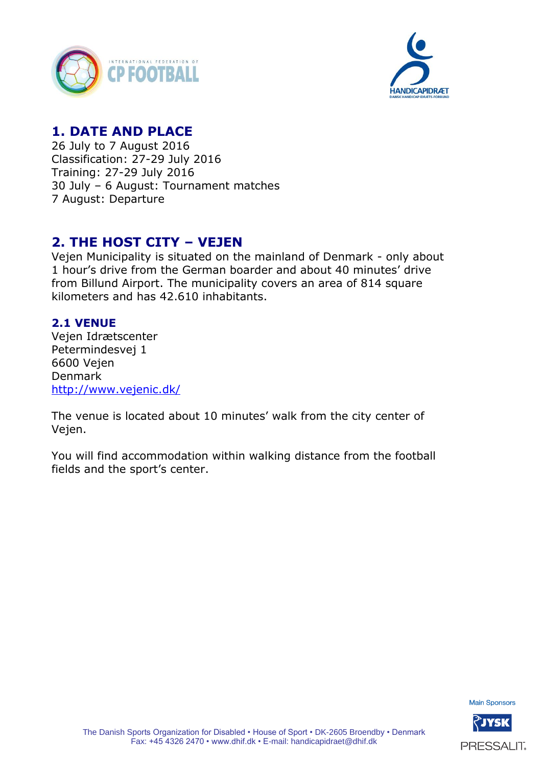## 1. DATE AND PLACE

26 July to 7 August 2016
Classification: 27-29 July 2016
Training: 27-29 July 2016
30 July – 6 August: Tournament matches
7 August: Departure

## 2. THE HOST CITY – VEJEN

Vejen Municipality is situated on the mainland of Denmark - only about 1 hour's drive from the German boarder and about 40 minutes' drive from Billund Airport. The municipality covers an area of 814 square kilometers and has 42.610 inhabitants.

### 2.1 VENUE

Vejen Idrætscenter
Petermindesvej 1
6600 Vejen
Denmark
http://www.vejenic.dk/

The venue is located about 10 minutes' walk from the city center of Vejen.

You will find accommodation within walking distance from the football fields and the sport's center.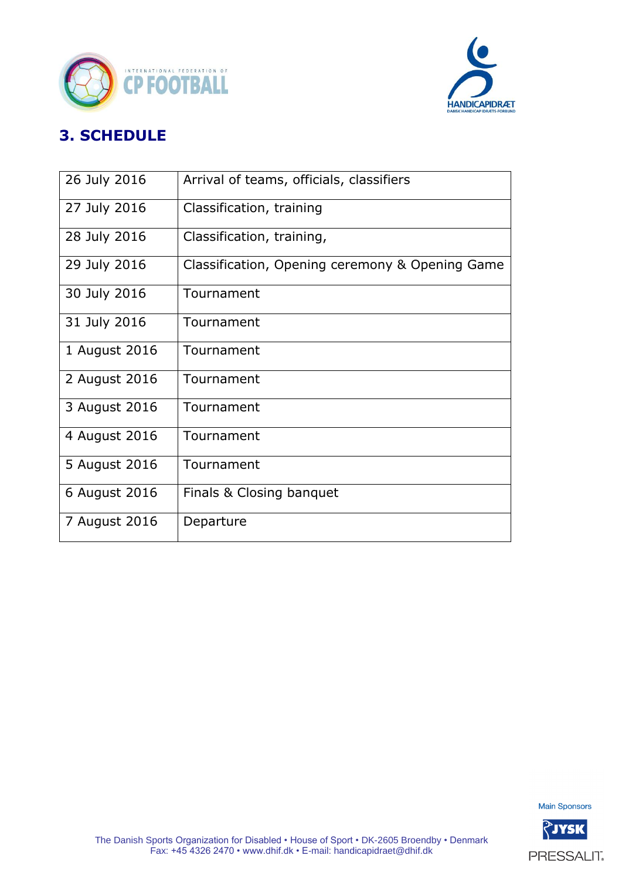## 3. SCHEDULE

| | |
|---|---|
| 26 July 2016 | Arrival of teams, officials, classifiers |
| 27 July 2016 | Classification, training |
| 28 July 2016 | Classification, training, |
| 29 July 2016 | Classification, Opening ceremony & Opening Game |
| 30 July 2016 | Tournament |
| 31 July 2016 | Tournament |
| 1 August 2016 | Tournament |
| 2 August 2016 | Tournament |
| 3 August 2016 | Tournament |
| 4 August 2016 | Tournament |
| 5 August 2016 | Tournament |
| 6 August 2016 | Finals & Closing banquet |
| 7 August 2016 | Departure |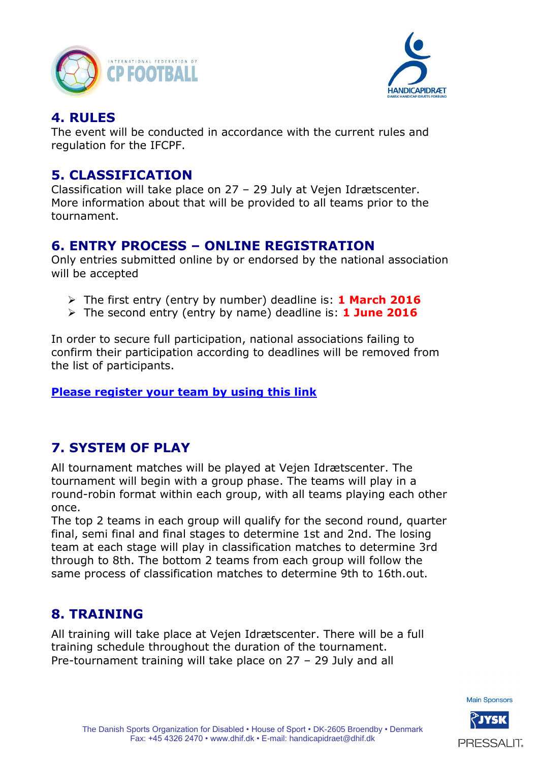## 4. RULES

The event will be conducted in accordance with the current rules and regulation for the IFCPF.

## 5. CLASSIFICATION

Classification will take place on 27 – 29 July at Vejen Idrætscenter. More information about that will be provided to all teams prior to the tournament.

## 6. ENTRY PROCESS – ONLINE REGISTRATION

Only entries submitted online by or endorsed by the national association will be accepted

- The first entry (entry by number) deadline is: **1 March 2016**
- The second entry (entry by name) deadline is: **1 June 2016**

In order to secure full participation, national associations failing to confirm their participation according to deadlines will be removed from the list of participants.

**Please register your team by using this link**

## 7. SYSTEM OF PLAY

All tournament matches will be played at Vejen Idrætscenter. The tournament will begin with a group phase. The teams will play in a round-robin format within each group, with all teams playing each other once.

The top 2 teams in each group will qualify for the second round, quarter final, semi final and final stages to determine 1st and 2nd. The losing team at each stage will play in classification matches to determine 3rd through to 8th. The bottom 2 teams from each group will follow the same process of classification matches to determine 9th to 16th.out.

## 8. TRAINING

All training will take place at Vejen Idrætscenter. There will be a full training schedule throughout the duration of the tournament.
Pre-tournament training will take place on 27 – 29 July and all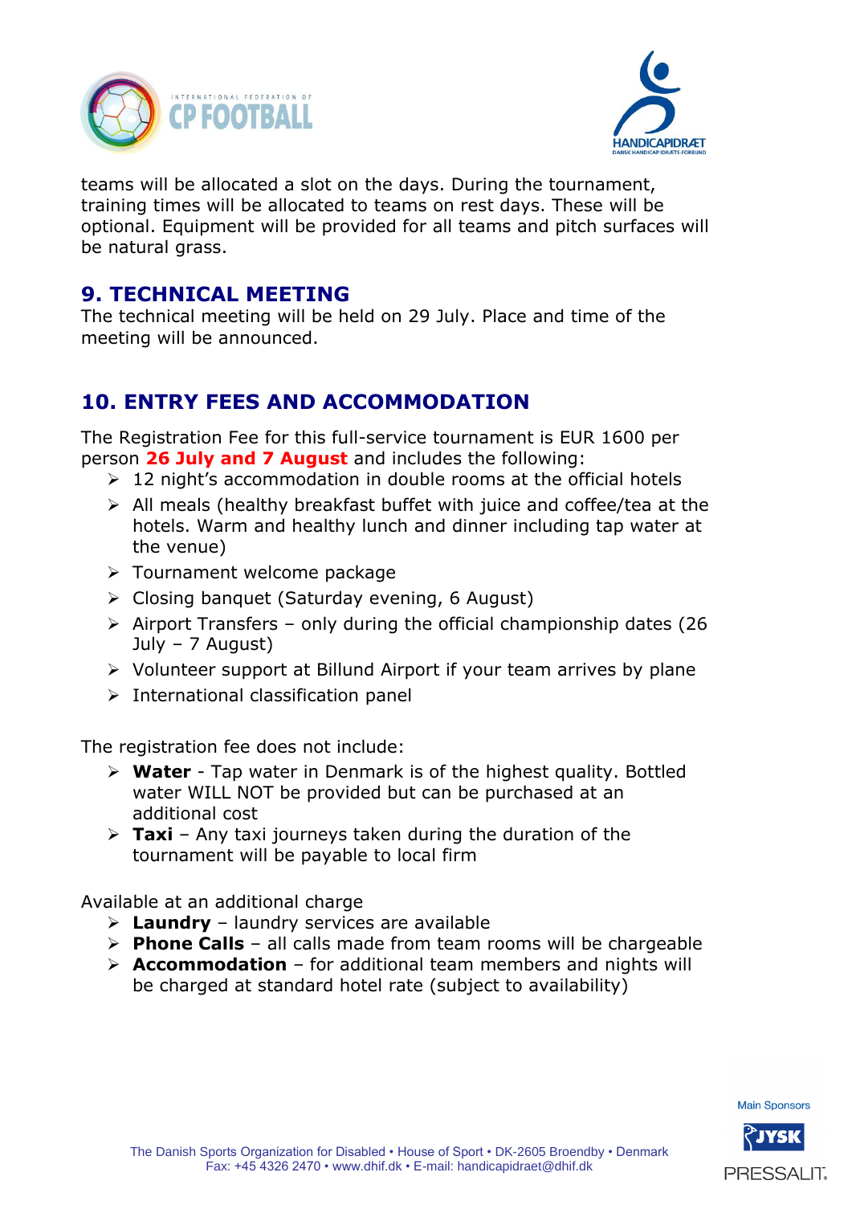teams will be allocated a slot on the days. During the tournament, training times will be allocated to teams on rest days. These will be optional. Equipment will be provided for all teams and pitch surfaces will be natural grass.

## 9. TECHNICAL MEETING

The technical meeting will be held on 29 July. Place and time of the meeting will be announced.

## 10. ENTRY FEES AND ACCOMMODATION

The Registration Fee for this full-service tournament is EUR 1600 per person **26 July and 7 August** and includes the following:

- 12 night's accommodation in double rooms at the official hotels
- All meals (healthy breakfast buffet with juice and coffee/tea at the hotels. Warm and healthy lunch and dinner including tap water at the venue)
- Tournament welcome package
- Closing banquet (Saturday evening, 6 August)
- Airport Transfers – only during the official championship dates (26 July – 7 August)
- Volunteer support at Billund Airport if your team arrives by plane
- International classification panel

The registration fee does not include:

- **Water** - Tap water in Denmark is of the highest quality. Bottled water WILL NOT be provided but can be purchased at an additional cost
- **Taxi** – Any taxi journeys taken during the duration of the tournament will be payable to local firm

Available at an additional charge

- **Laundry** – laundry services are available
- **Phone Calls** – all calls made from team rooms will be chargeable
- **Accommodation** – for additional team members and nights will be charged at standard hotel rate (subject to availability)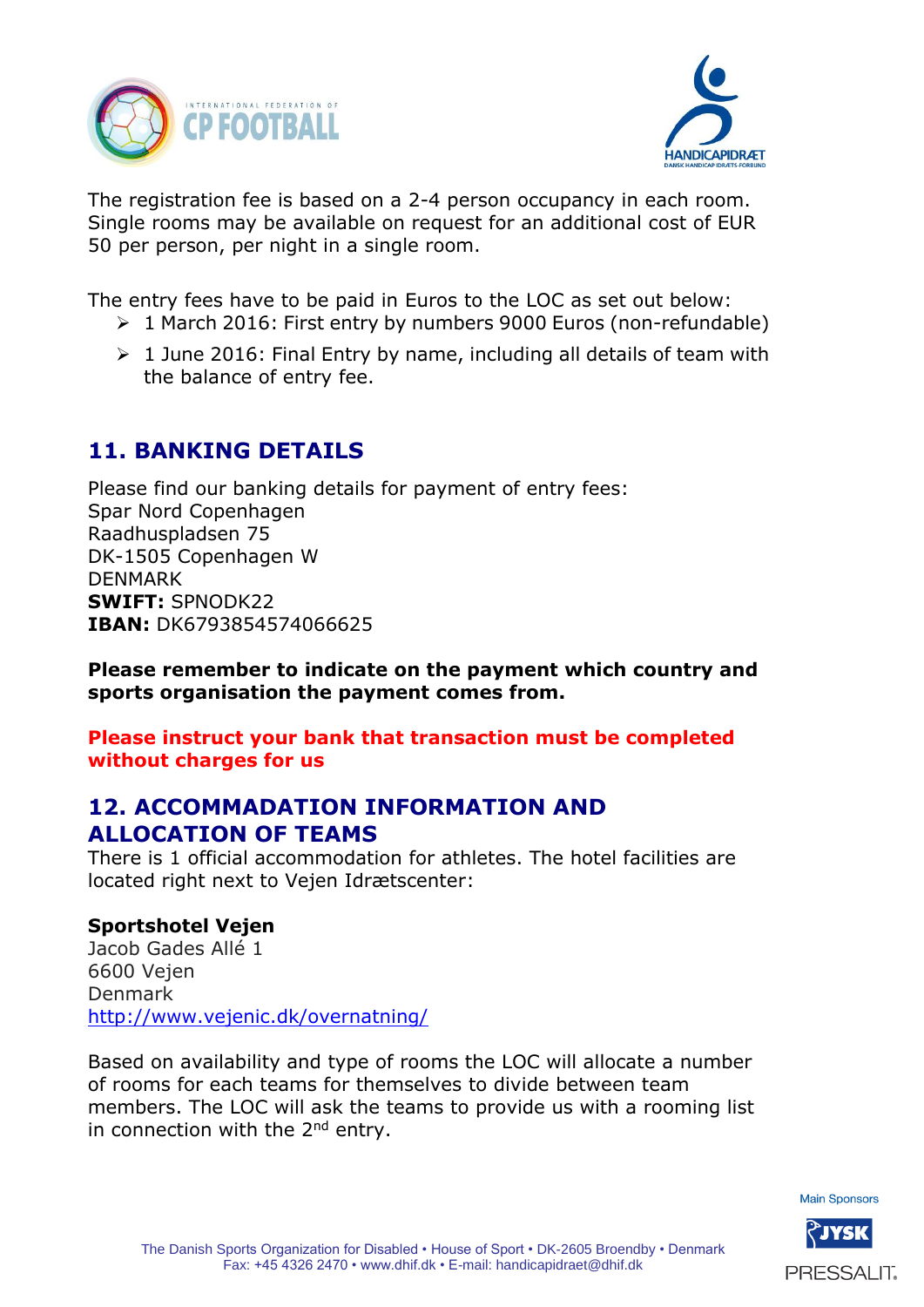The registration fee is based on a 2-4 person occupancy in each room. Single rooms may be available on request for an additional cost of EUR 50 per person, per night in a single room.

The entry fees have to be paid in Euros to the LOC as set out below:

- 1 March 2016: First entry by numbers 9000 Euros (non-refundable)
- 1 June 2016: Final Entry by name, including all details of team with the balance of entry fee.

## 11. BANKING DETAILS

Please find our banking details for payment of entry fees:
Spar Nord Copenhagen
Raadhuspladsen 75
DK-1505 Copenhagen W
DENMARK
**SWIFT:** SPNODK22
**IBAN:** DK6793854574066625

**Please remember to indicate on the payment which country and sports organisation the payment comes from.**

**Please instruct your bank that transaction must be completed without charges for us**

## 12. ACCOMMADATION INFORMATION AND ALLOCATION OF TEAMS

There is 1 official accommodation for athletes. The hotel facilities are located right next to Vejen Idrætscenter:

**Sportshotel Vejen**
Jacob Gades Allé 1
6600 Vejen
Denmark
http://www.vejenic.dk/overnatning/

Based on availability and type of rooms the LOC will allocate a number of rooms for each teams for themselves to divide between team members. The LOC will ask the teams to provide us with a rooming list in connection with the 2nd entry.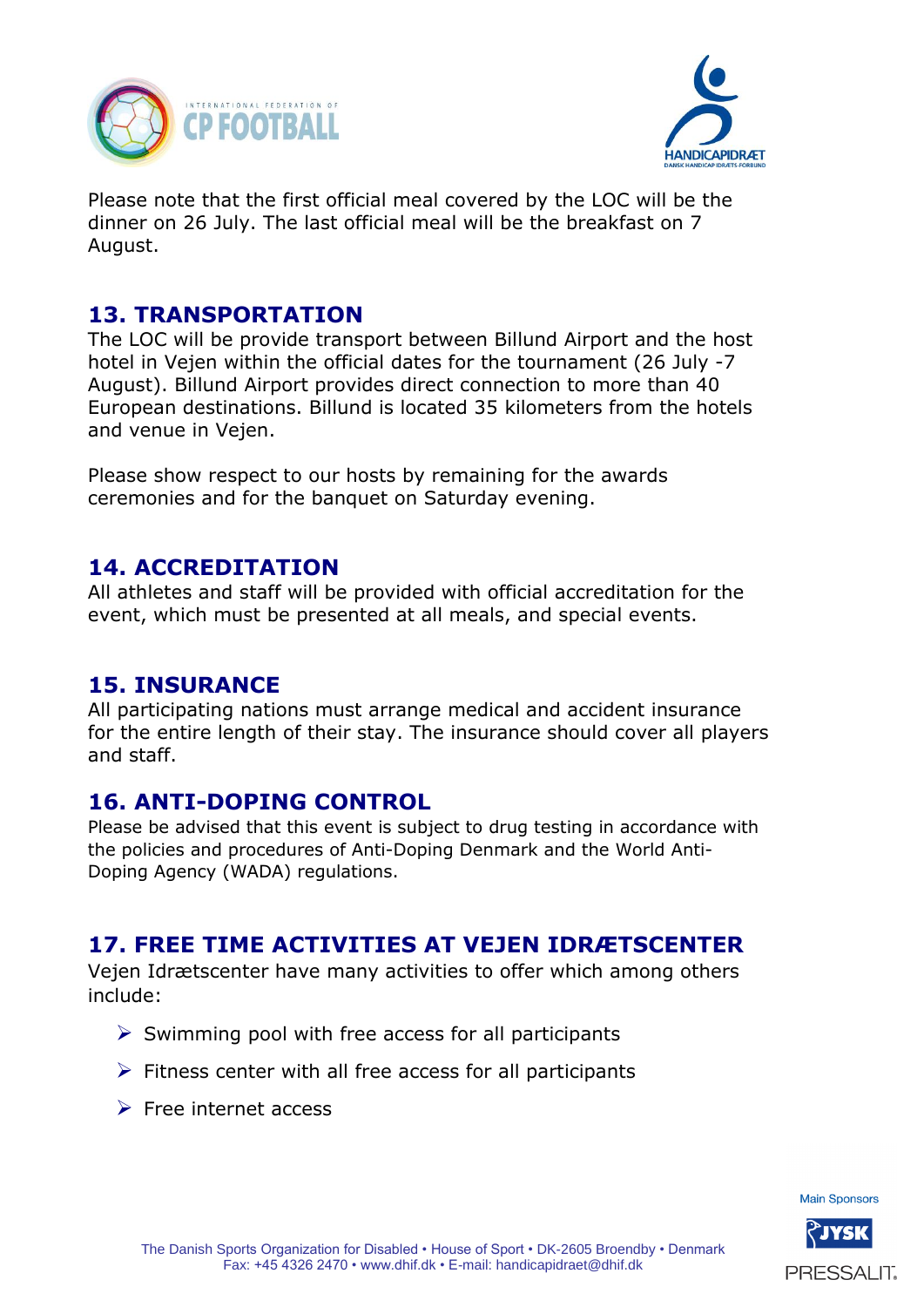Please note that the first official meal covered by the LOC will be the dinner on 26 July. The last official meal will be the breakfast on 7 August.

## 13. TRANSPORTATION

The LOC will be provide transport between Billund Airport and the host hotel in Vejen within the official dates for the tournament (26 July -7 August). Billund Airport provides direct connection to more than 40 European destinations. Billund is located 35 kilometers from the hotels and venue in Vejen.

Please show respect to our hosts by remaining for the awards ceremonies and for the banquet on Saturday evening.

## 14. ACCREDITATION

All athletes and staff will be provided with official accreditation for the event, which must be presented at all meals, and special events.

## 15. INSURANCE

All participating nations must arrange medical and accident insurance for the entire length of their stay. The insurance should cover all players and staff.

## 16. ANTI-DOPING CONTROL

Please be advised that this event is subject to drug testing in accordance with the policies and procedures of Anti-Doping Denmark and the World Anti-Doping Agency (WADA) regulations.

## 17. FREE TIME ACTIVITIES AT VEJEN IDRÆTSCENTER

Vejen Idrætscenter have many activities to offer which among others include:

- Swimming pool with free access for all participants
- Fitness center with all free access for all participants
- Free internet access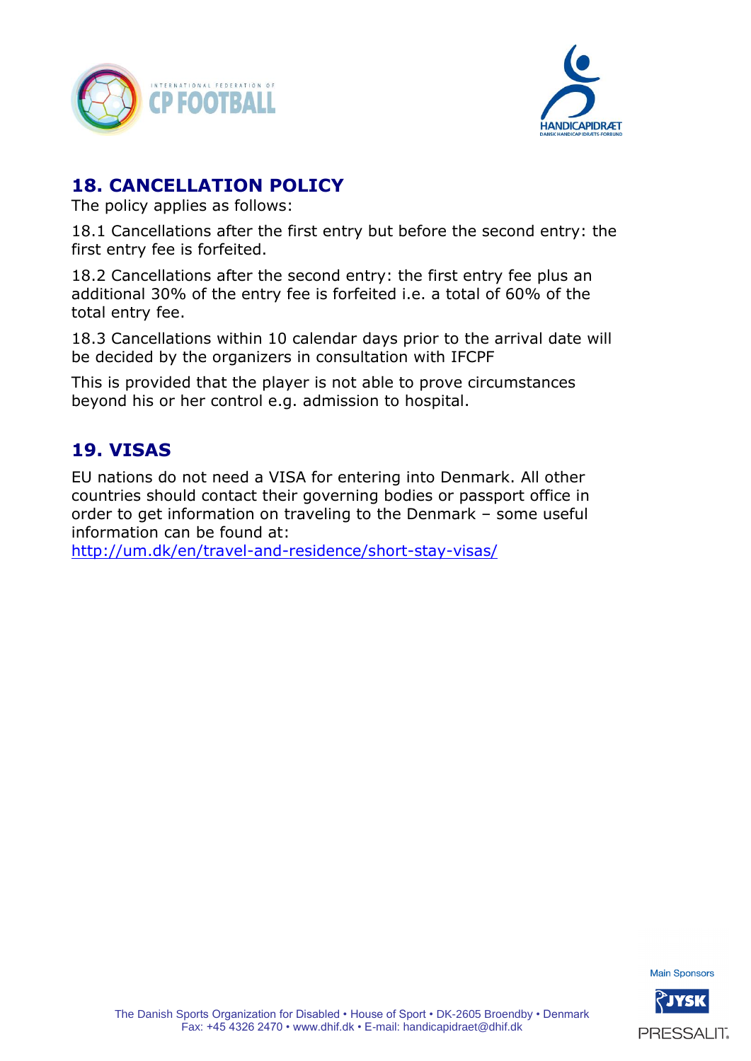## 18. CANCELLATION POLICY

The policy applies as follows:

18.1 Cancellations after the first entry but before the second entry: the first entry fee is forfeited.

18.2 Cancellations after the second entry: the first entry fee plus an additional 30% of the entry fee is forfeited i.e. a total of 60% of the total entry fee.

18.3 Cancellations within 10 calendar days prior to the arrival date will be decided by the organizers in consultation with IFCPF

This is provided that the player is not able to prove circumstances beyond his or her control e.g. admission to hospital.

## 19. VISAS

EU nations do not need a VISA for entering into Denmark. All other countries should contact their governing bodies or passport office in order to get information on traveling to the Denmark – some useful information can be found at:
http://um.dk/en/travel-and-residence/short-stay-visas/